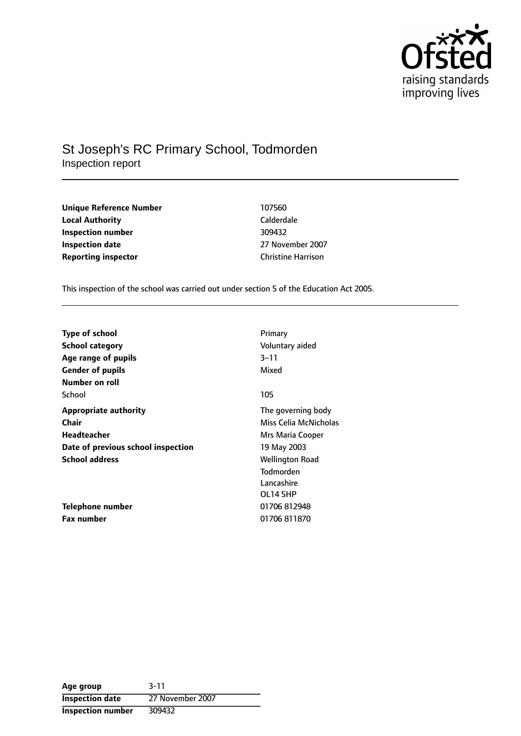# St Joseph's RC Primary School, Todmorden

Inspection report

| | |
|---|---|
| **Unique Reference Number** | 107560 |
| **Local Authority** | Calderdale |
| **Inspection number** | 309432 |
| **Inspection date** | 27 November 2007 |
| **Reporting inspector** | Christine Harrison |

This inspection of the school was carried out under section 5 of the Education Act 2005.

| | |
|---|---|
| **Type of school** | Primary |
| **School category** | Voluntary aided |
| **Age range of pupils** | 3–11 |
| **Gender of pupils** | Mixed |
| **Number on roll** | |
| School | 105 |
| **Appropriate authority** | The governing body |
| **Chair** | Miss Celia McNicholas |
| **Headteacher** | Mrs Maria Cooper |
| **Date of previous school inspection** | 19 May 2003 |
| **School address** | Wellington Road<br>Todmorden<br>Lancashire<br>OL14 5HP |
| **Telephone number** | 01706 812948 |
| **Fax number** | 01706 811870 |

| | |
|---|---|
| **Age group** | 3-11 |
| **Inspection date** | 27 November 2007 |
| **Inspection number** | 309432 |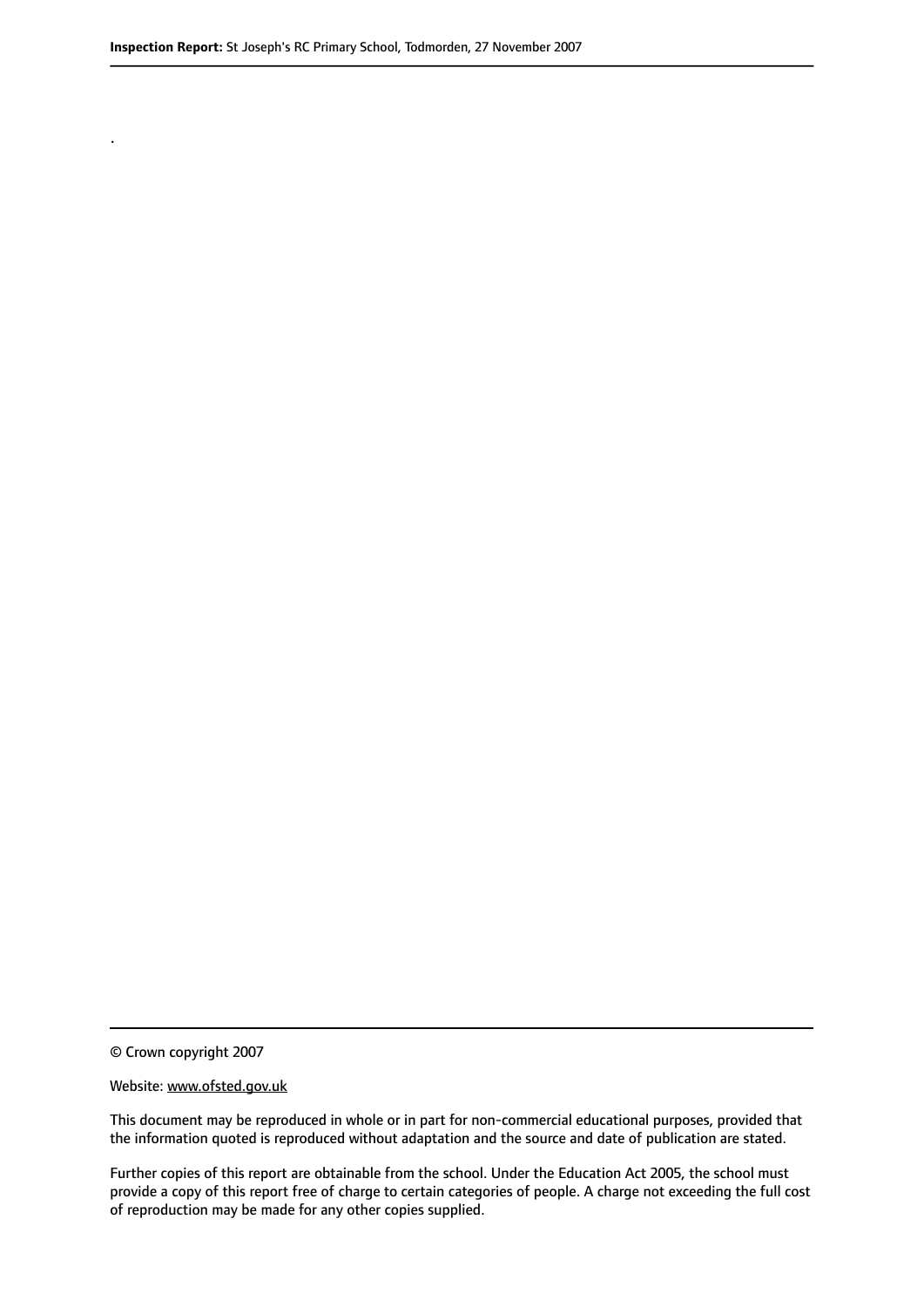.

© Crown copyright 2007

Website: www.ofsted.gov.uk

This document may be reproduced in whole or in part for non-commercial educational purposes, provided that the information quoted is reproduced without adaptation and the source and date of publication are stated.

Further copies of this report are obtainable from the school. Under the Education Act 2005, the school must provide a copy of this report free of charge to certain categories of people. A charge not exceeding the full cost of reproduction may be made for any other copies supplied.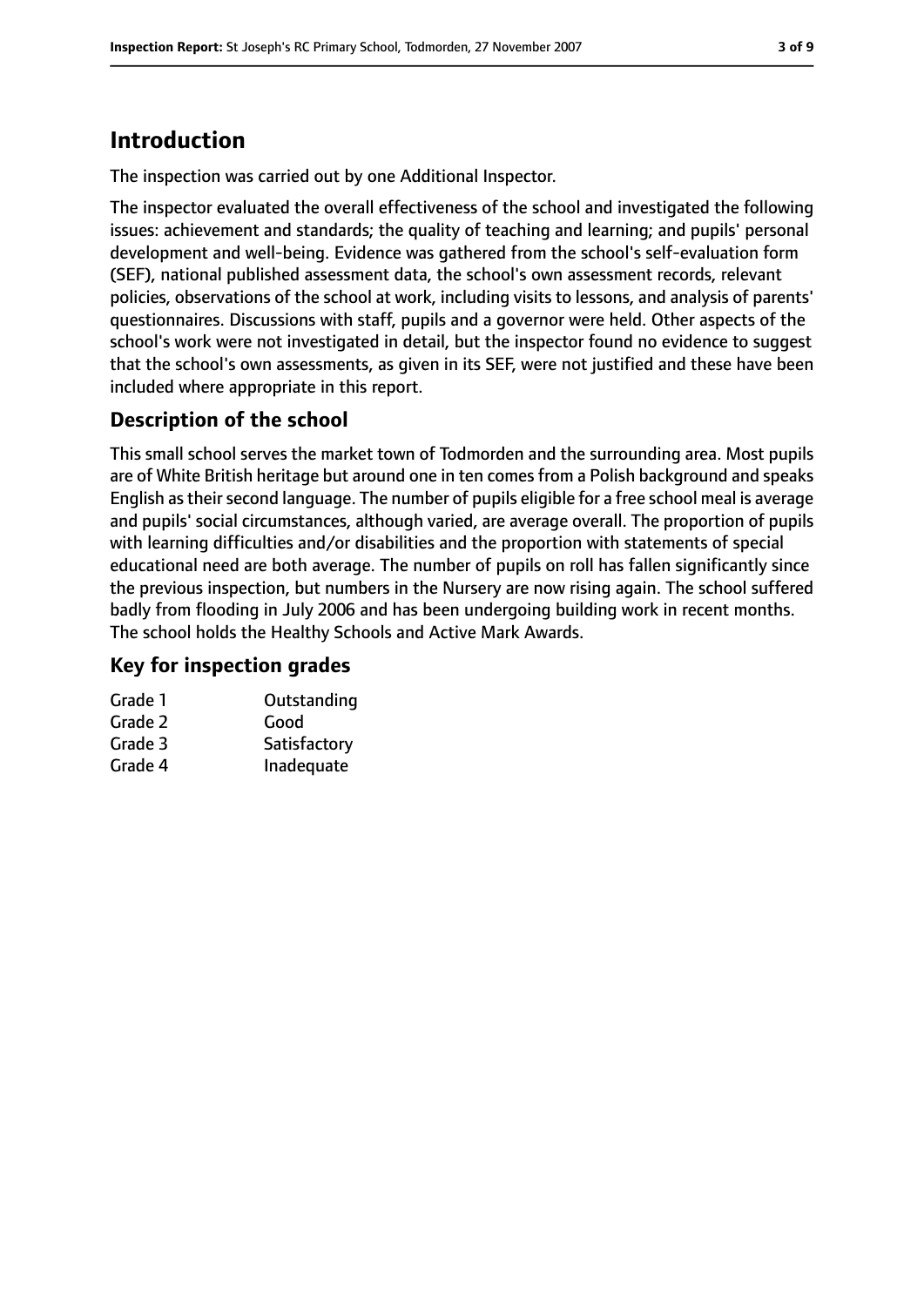## Introduction

The inspection was carried out by one Additional Inspector.

The inspector evaluated the overall effectiveness of the school and investigated the following issues: achievement and standards; the quality of teaching and learning; and pupils' personal development and well-being. Evidence was gathered from the school's self-evaluation form (SEF), national published assessment data, the school's own assessment records, relevant policies, observations of the school at work, including visits to lessons, and analysis of parents' questionnaires. Discussions with staff, pupils and a governor were held. Other aspects of the school's work were not investigated in detail, but the inspector found no evidence to suggest that the school's own assessments, as given in its SEF, were not justified and these have been included where appropriate in this report.

### Description of the school

This small school serves the market town of Todmorden and the surrounding area. Most pupils are of White British heritage but around one in ten comes from a Polish background and speaks English as their second language. The number of pupils eligible for a free school meal is average and pupils' social circumstances, although varied, are average overall. The proportion of pupils with learning difficulties and/or disabilities and the proportion with statements of special educational need are both average. The number of pupils on roll has fallen significantly since the previous inspection, but numbers in the Nursery are now rising again. The school suffered badly from flooding in July 2006 and has been undergoing building work in recent months. The school holds the Healthy Schools and Active Mark Awards.

### Key for inspection grades

| | |
|---|---|
| Grade 1 | Outstanding |
| Grade 2 | Good |
| Grade 3 | Satisfactory |
| Grade 4 | Inadequate |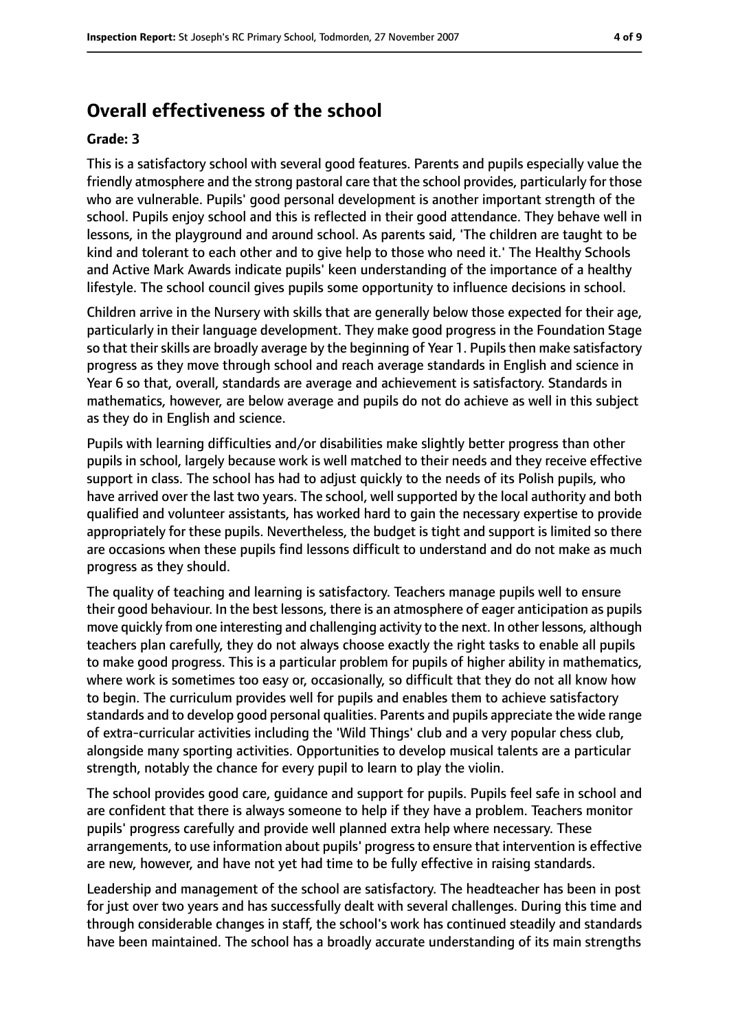## Overall effectiveness of the school

### Grade: 3

This is a satisfactory school with several good features. Parents and pupils especially value the friendly atmosphere and the strong pastoral care that the school provides, particularly for those who are vulnerable. Pupils' good personal development is another important strength of the school. Pupils enjoy school and this is reflected in their good attendance. They behave well in lessons, in the playground and around school. As parents said, 'The children are taught to be kind and tolerant to each other and to give help to those who need it.' The Healthy Schools and Active Mark Awards indicate pupils' keen understanding of the importance of a healthy lifestyle. The school council gives pupils some opportunity to influence decisions in school.

Children arrive in the Nursery with skills that are generally below those expected for their age, particularly in their language development. They make good progress in the Foundation Stage so that their skills are broadly average by the beginning of Year 1. Pupils then make satisfactory progress as they move through school and reach average standards in English and science in Year 6 so that, overall, standards are average and achievement is satisfactory. Standards in mathematics, however, are below average and pupils do not do achieve as well in this subject as they do in English and science.

Pupils with learning difficulties and/or disabilities make slightly better progress than other pupils in school, largely because work is well matched to their needs and they receive effective support in class. The school has had to adjust quickly to the needs of its Polish pupils, who have arrived over the last two years. The school, well supported by the local authority and both qualified and volunteer assistants, has worked hard to gain the necessary expertise to provide appropriately for these pupils. Nevertheless, the budget is tight and support is limited so there are occasions when these pupils find lessons difficult to understand and do not make as much progress as they should.

The quality of teaching and learning is satisfactory. Teachers manage pupils well to ensure their good behaviour. In the best lessons, there is an atmosphere of eager anticipation as pupils move quickly from one interesting and challenging activity to the next. In other lessons, although teachers plan carefully, they do not always choose exactly the right tasks to enable all pupils to make good progress. This is a particular problem for pupils of higher ability in mathematics, where work is sometimes too easy or, occasionally, so difficult that they do not all know how to begin. The curriculum provides well for pupils and enables them to achieve satisfactory standards and to develop good personal qualities. Parents and pupils appreciate the wide range of extra-curricular activities including the 'Wild Things' club and a very popular chess club, alongside many sporting activities. Opportunities to develop musical talents are a particular strength, notably the chance for every pupil to learn to play the violin.

The school provides good care, guidance and support for pupils. Pupils feel safe in school and are confident that there is always someone to help if they have a problem. Teachers monitor pupils' progress carefully and provide well planned extra help where necessary. These arrangements, to use information about pupils' progress to ensure that intervention is effective are new, however, and have not yet had time to be fully effective in raising standards.

Leadership and management of the school are satisfactory. The headteacher has been in post for just over two years and has successfully dealt with several challenges. During this time and through considerable changes in staff, the school's work has continued steadily and standards have been maintained. The school has a broadly accurate understanding of its main strengths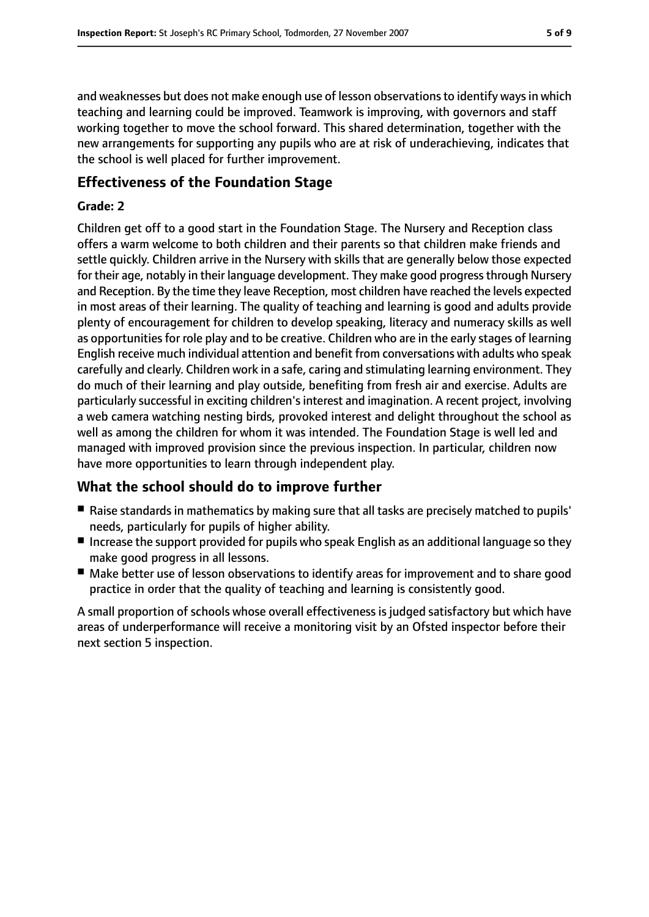and weaknesses but does not make enough use of lesson observations to identify ways in which teaching and learning could be improved. Teamwork is improving, with governors and staff working together to move the school forward. This shared determination, together with the new arrangements for supporting any pupils who are at risk of underachieving, indicates that the school is well placed for further improvement.

## Effectiveness of the Foundation Stage

**Grade: 2**

Children get off to a good start in the Foundation Stage. The Nursery and Reception class offers a warm welcome to both children and their parents so that children make friends and settle quickly. Children arrive in the Nursery with skills that are generally below those expected for their age, notably in their language development. They make good progress through Nursery and Reception. By the time they leave Reception, most children have reached the levels expected in most areas of their learning. The quality of teaching and learning is good and adults provide plenty of encouragement for children to develop speaking, literacy and numeracy skills as well as opportunities for role play and to be creative. Children who are in the early stages of learning English receive much individual attention and benefit from conversations with adults who speak carefully and clearly. Children work in a safe, caring and stimulating learning environment. They do much of their learning and play outside, benefiting from fresh air and exercise. Adults are particularly successful in exciting children's interest and imagination. A recent project, involving a web camera watching nesting birds, provoked interest and delight throughout the school as well as among the children for whom it was intended. The Foundation Stage is well led and managed with improved provision since the previous inspection. In particular, children now have more opportunities to learn through independent play.

## What the school should do to improve further

- Raise standards in mathematics by making sure that all tasks are precisely matched to pupils' needs, particularly for pupils of higher ability.
- Increase the support provided for pupils who speak English as an additional language so they make good progress in all lessons.
- Make better use of lesson observations to identify areas for improvement and to share good practice in order that the quality of teaching and learning is consistently good.

A small proportion of schools whose overall effectiveness is judged satisfactory but which have areas of underperformance will receive a monitoring visit by an Ofsted inspector before their next section 5 inspection.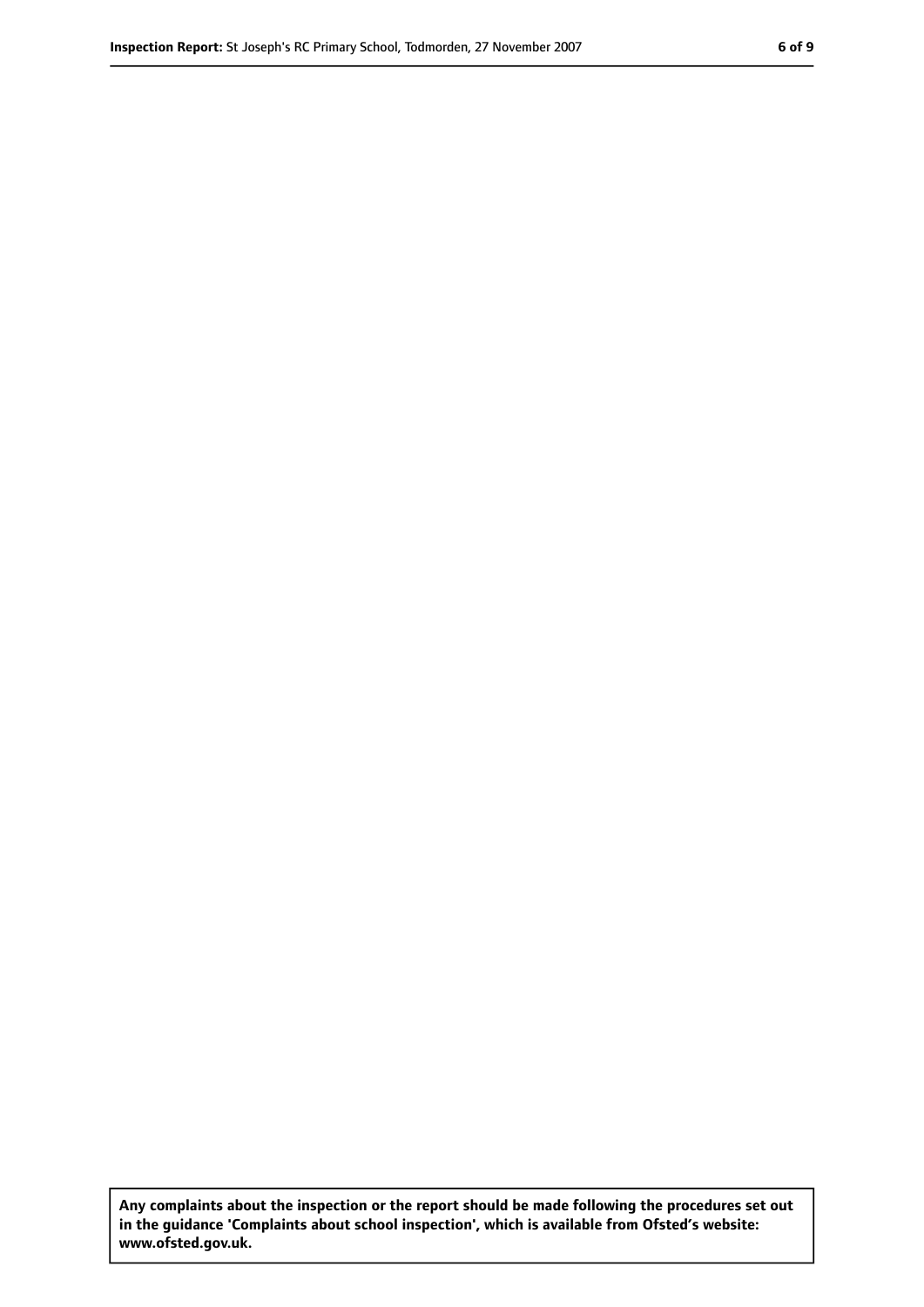**Any complaints about the inspection or the report should be made following the procedures set out in the guidance 'Complaints about school inspection', which is available from Ofsted's website: www.ofsted.gov.uk.**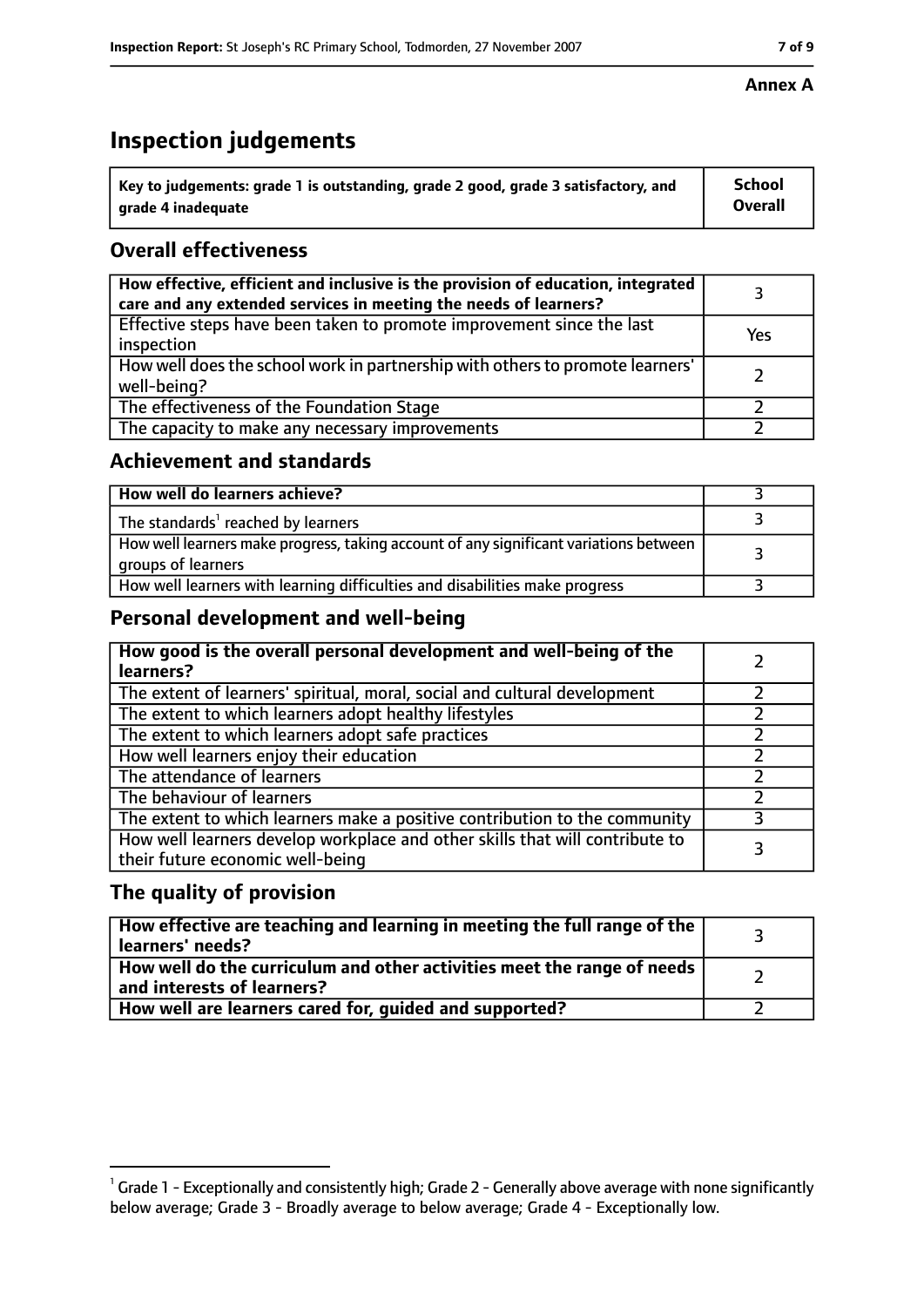**Annex A**

# Inspection judgements

| Key to judgements: grade 1 is outstanding, grade 2 good, grade 3 satisfactory, and grade 4 inadequate | School Overall |
|---|---|

## Overall effectiveness

| | |
|---|---|
| How effective, efficient and inclusive is the provision of education, integrated care and any extended services in meeting the needs of learners? | 3 |
| Effective steps have been taken to promote improvement since the last inspection | Yes |
| How well does the school work in partnership with others to promote learners' well-being? | 2 |
| The effectiveness of the Foundation Stage | 2 |
| The capacity to make any necessary improvements | 2 |

## Achievement and standards

| | |
|---|---|
| How well do learners achieve? | 3 |
| The standards[1] reached by learners | 3 |
| How well learners make progress, taking account of any significant variations between groups of learners | 3 |
| How well learners with learning difficulties and disabilities make progress | 3 |

## Personal development and well-being

| | |
|---|---|
| How good is the overall personal development and well-being of the learners? | 2 |
| The extent of learners' spiritual, moral, social and cultural development | 2 |
| The extent to which learners adopt healthy lifestyles | 2 |
| The extent to which learners adopt safe practices | 2 |
| How well learners enjoy their education | 2 |
| The attendance of learners | 2 |
| The behaviour of learners | 2 |
| The extent to which learners make a positive contribution to the community | 3 |
| How well learners develop workplace and other skills that will contribute to their future economic well-being | 3 |

## The quality of provision

| | |
|---|---|
| How effective are teaching and learning in meeting the full range of the learners' needs? | 3 |
| How well do the curriculum and other activities meet the range of needs and interests of learners? | 2 |
| How well are learners cared for, guided and supported? | 2 |

[1] Grade 1 - Exceptionally and consistently high; Grade 2 - Generally above average with none significantly below average; Grade 3 - Broadly average to below average; Grade 4 - Exceptionally low.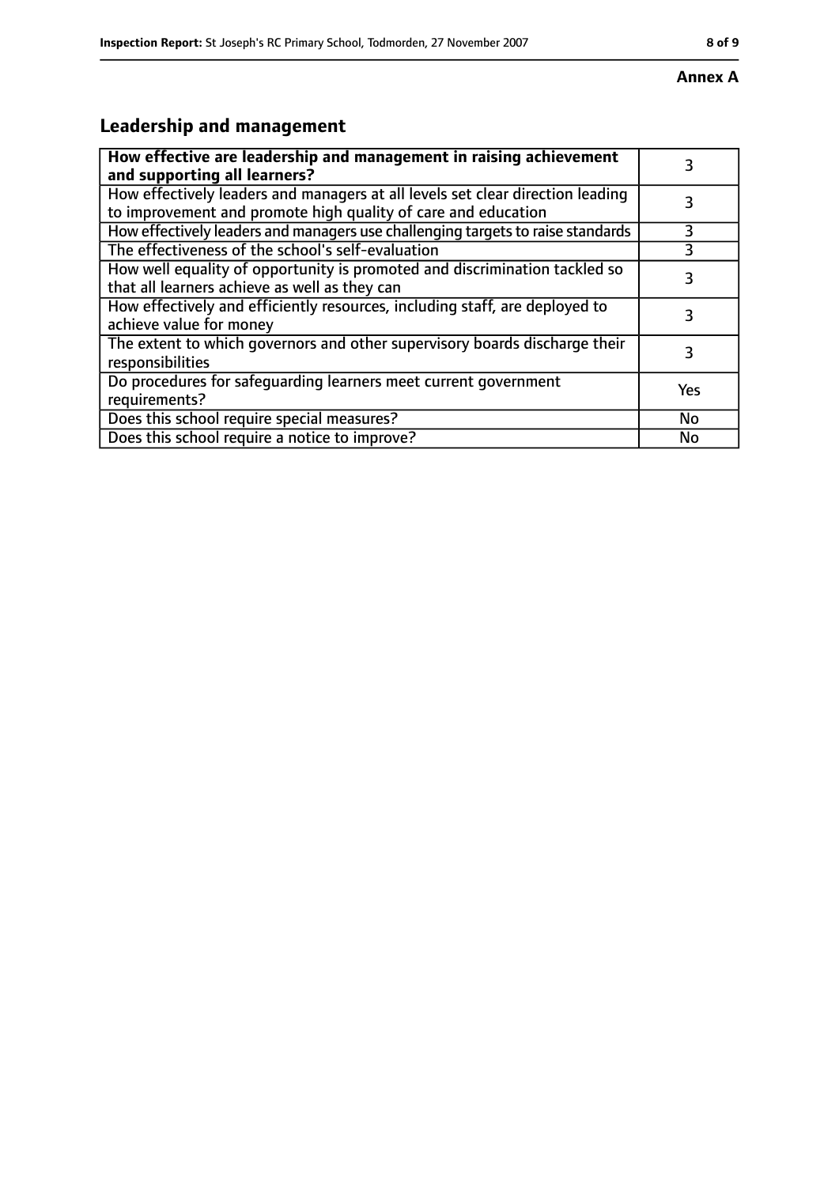**Annex A**

## Leadership and management

| **How effective are leadership and management in raising achievement and supporting all learners?** | 3 |
|---|---|
| How effectively leaders and managers at all levels set clear direction leading to improvement and promote high quality of care and education | 3 |
| How effectively leaders and managers use challenging targets to raise standards | 3 |
| The effectiveness of the school's self-evaluation | 3 |
| How well equality of opportunity is promoted and discrimination tackled so that all learners achieve as well as they can | 3 |
| How effectively and efficiently resources, including staff, are deployed to achieve value for money | 3 |
| The extent to which governors and other supervisory boards discharge their responsibilities | 3 |
| Do procedures for safeguarding learners meet current government requirements? | Yes |
| Does this school require special measures? | No |
| Does this school require a notice to improve? | No |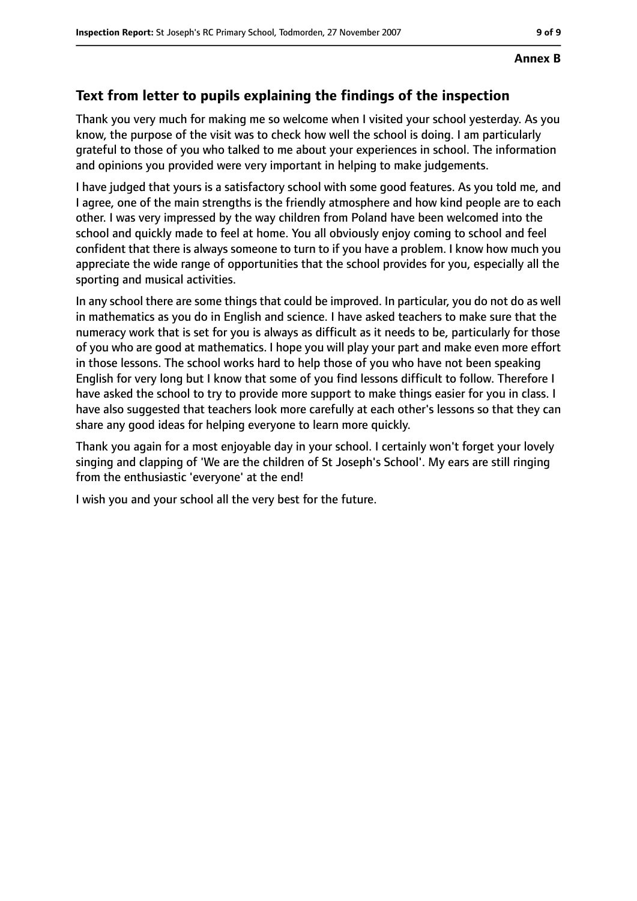**Annex B**

## Text from letter to pupils explaining the findings of the inspection

Thank you very much for making me so welcome when I visited your school yesterday. As you know, the purpose of the visit was to check how well the school is doing. I am particularly grateful to those of you who talked to me about your experiences in school. The information and opinions you provided were very important in helping to make judgements.

I have judged that yours is a satisfactory school with some good features. As you told me, and I agree, one of the main strengths is the friendly atmosphere and how kind people are to each other. I was very impressed by the way children from Poland have been welcomed into the school and quickly made to feel at home. You all obviously enjoy coming to school and feel confident that there is always someone to turn to if you have a problem. I know how much you appreciate the wide range of opportunities that the school provides for you, especially all the sporting and musical activities.

In any school there are some things that could be improved. In particular, you do not do as well in mathematics as you do in English and science. I have asked teachers to make sure that the numeracy work that is set for you is always as difficult as it needs to be, particularly for those of you who are good at mathematics. I hope you will play your part and make even more effort in those lessons. The school works hard to help those of you who have not been speaking English for very long but I know that some of you find lessons difficult to follow. Therefore I have asked the school to try to provide more support to make things easier for you in class. I have also suggested that teachers look more carefully at each other's lessons so that they can share any good ideas for helping everyone to learn more quickly.

Thank you again for a most enjoyable day in your school. I certainly won't forget your lovely singing and clapping of 'We are the children of St Joseph's School'. My ears are still ringing from the enthusiastic 'everyone' at the end!

I wish you and your school all the very best for the future.